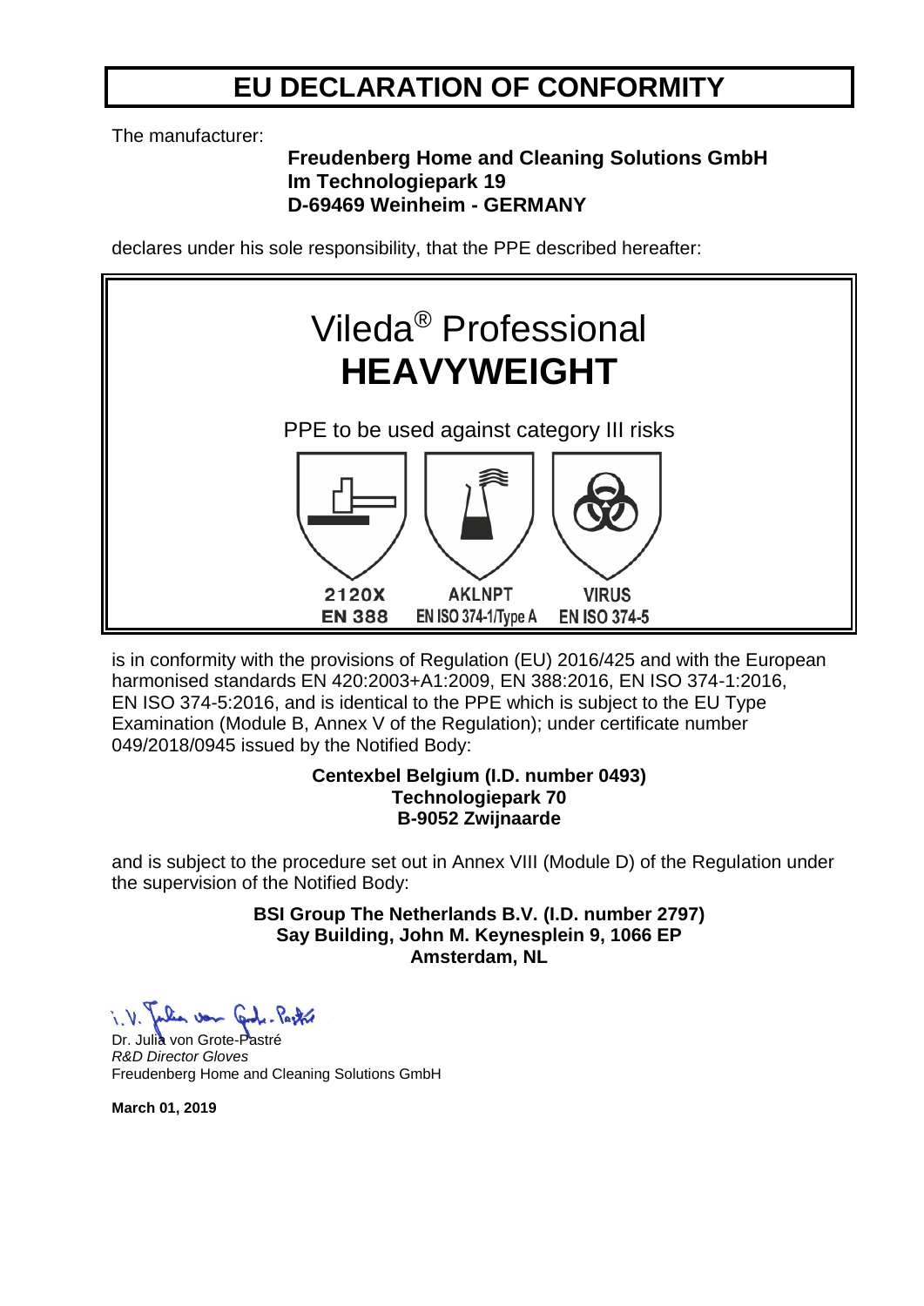# EU DECLARATION OF CONFORMITY

The manufacturer:

**Freudenberg Home and Cleaning Solutions GmbH**
**Im Technologiepark 19**
**D-69469 Weinheim - GERMANY**

declares under his sole responsibility, that the PPE described hereafter:

Vileda® Professional
**HEAVYWEIGHT**

PPE to be used against category III risks

| 2120X | AKLNPT | VIRUS |
|---|---|---|
| EN 388 | EN ISO 374-1/Type A | EN ISO 374-5 |

is in conformity with the provisions of Regulation (EU) 2016/425 and with the European harmonised standards EN 420:2003+A1:2009, EN 388:2016, EN ISO 374-1:2016, EN ISO 374-5:2016, and is identical to the PPE which is subject to the EU Type Examination (Module B, Annex V of the Regulation); under certificate number 049/2018/0945 issued by the Notified Body:

**Centexbel Belgium (I.D. number 0493)**
**Technologiepark 70**
**B-9052 Zwijnaarde**

and is subject to the procedure set out in Annex VIII (Module D) of the Regulation under the supervision of the Notified Body:

**BSI Group The Netherlands B.V. (I.D. number 2797)**
**Say Building, John M. Keynesplein 9, 1066 EP**
**Amsterdam, NL**

i.V. Julia von Grote-Pastré

Dr. Julia von Grote-Pastré
*R&D Director Gloves*
Freudenberg Home and Cleaning Solutions GmbH

**March 01, 2019**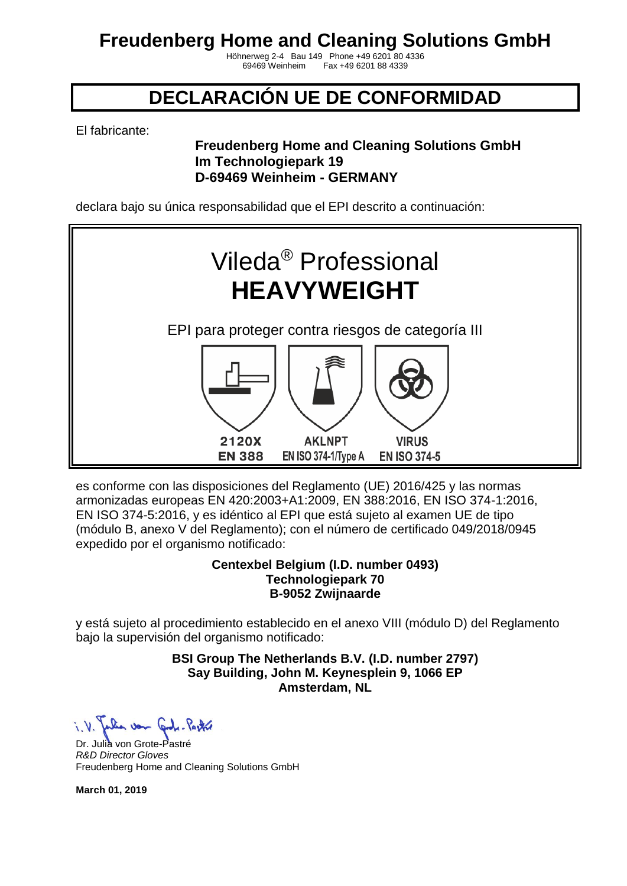# Freudenberg Home and Cleaning Solutions GmbH

Höhnerweg 2-4 Bau 149 Phone +49 6201 80 4336
69469 Weinheim Fax +49 6201 88 4339

## DECLARACIÓN UE DE CONFORMIDAD

El fabricante:

**Freudenberg Home and Cleaning Solutions GmbH**
**Im Technologiepark 19**
**D-69469 Weinheim - GERMANY**

declara bajo su única responsabilidad que el EPI descrito a continuación:

Vileda® Professional
**HEAVYWEIGHT**

EPI para proteger contra riesgos de categoría III

| 2120X | AKLNPT | VIRUS |
| --- | --- | --- |
| EN 388 | EN ISO 374-1/Type A | EN ISO 374-5 |

es conforme con las disposiciones del Reglamento (UE) 2016/425 y las normas armonizadas europeas EN 420:2003+A1:2009, EN 388:2016, EN ISO 374-1:2016, EN ISO 374-5:2016, y es idéntico al EPI que está sujeto al examen UE de tipo (módulo B, anexo V del Reglamento); con el número de certificado 049/2018/0945 expedido por el organismo notificado:

**Centexbel Belgium (I.D. number 0493)**
**Technologiepark 70**
**B-9052 Zwijnaarde**

y está sujeto al procedimiento establecido en el anexo VIII (módulo D) del Reglamento bajo la supervisión del organismo notificado:

**BSI Group The Netherlands B.V. (I.D. number 2797)**
**Say Building, John M. Keynesplein 9, 1066 EP**
**Amsterdam, NL**

i. V. Julia von Grote-Pastré

Dr. Julia von Grote-Pastré
*R&D Director Gloves*
Freudenberg Home and Cleaning Solutions GmbH

**March 01, 2019**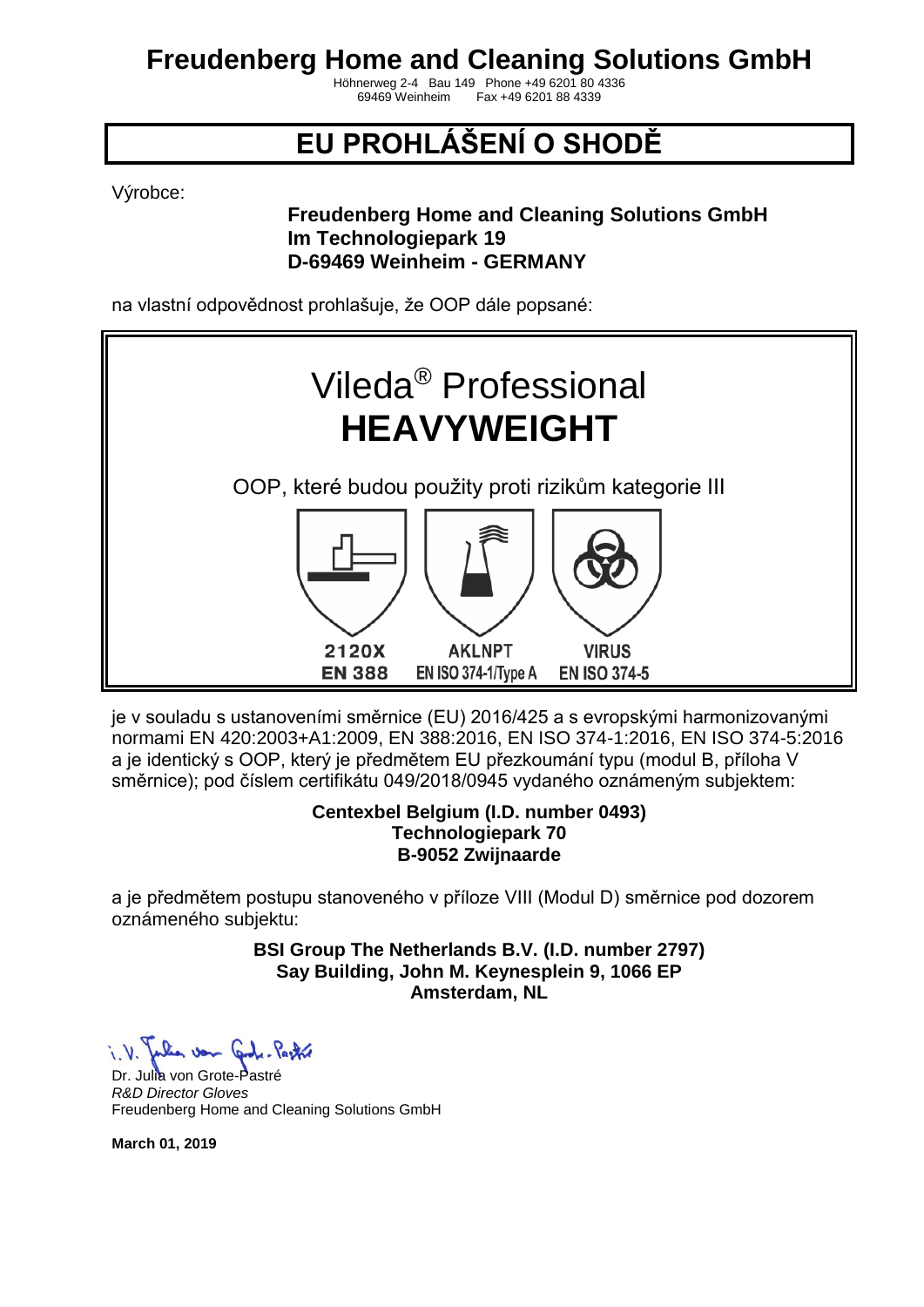# Freudenberg Home and Cleaning Solutions GmbH

Höhnerweg 2-4 Bau 149 Phone +49 6201 80 4336
69469 Weinheim Fax +49 6201 88 4339

## EU PROHLÁŠENÍ O SHODĚ

Výrobce:

**Freudenberg Home and Cleaning Solutions GmbH**
**Im Technologiepark 19**
**D-69469 Weinheim - GERMANY**

na vlastní odpovědnost prohlašuje, že OOP dále popsané:

Vileda® Professional
**HEAVYWEIGHT**

OOP, které budou použity proti rizikům kategorie III

| 2120X | AKLNPT | VIRUS |
|---|---|---|
| EN 388 | EN ISO 374-1/Type A | EN ISO 374-5 |

je v souladu s ustanoveními směrnice (EU) 2016/425 a s evropskými harmonizovanými normami EN 420:2003+A1:2009, EN 388:2016, EN ISO 374-1:2016, EN ISO 374-5:2016 a je identický s OOP, který je předmětem EU přezkoumání typu (modul B, příloha V směrnice); pod číslem certifikátu 049/2018/0945 vydaného oznámeným subjektem:

**Centexbel Belgium (I.D. number 0493)**
**Technologiepark 70**
**B-9052 Zwijnaarde**

a je předmětem postupu stanoveného v příloze VIII (Modul D) směrnice pod dozorem oznámeného subjektu:

**BSI Group The Netherlands B.V. (I.D. number 2797)**
**Say Building, John M. Keynesplein 9, 1066 EP**
**Amsterdam, NL**

i.V. Julia von Grote-Pastré

Dr. Julia von Grote-Pastré
*R&D Director Gloves*
Freudenberg Home and Cleaning Solutions GmbH

**March 01, 2019**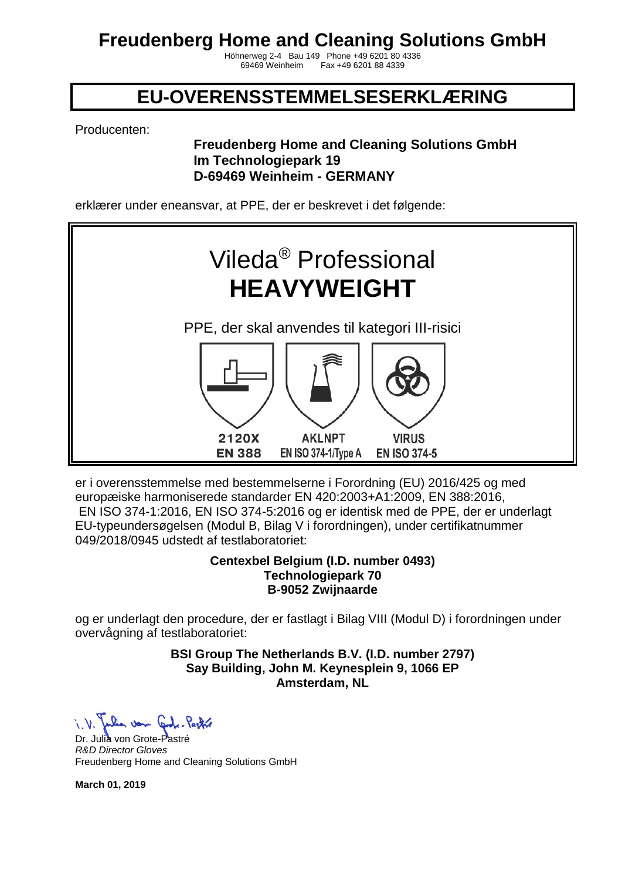# Freudenberg Home and Cleaning Solutions GmbH

Höhnerweg 2-4 Bau 149 Phone +49 6201 80 4336
69469 Weinheim Fax +49 6201 88 4339

## EU-OVERENSSTEMMELSESERKLÆRING

Producenten:

**Freudenberg Home and Cleaning Solutions GmbH**
**Im Technologiepark 19**
**D-69469 Weinheim - GERMANY**

erklærer under eneansvar, at PPE, der er beskrevet i det følgende:

Vileda® Professional
**HEAVYWEIGHT**

PPE, der skal anvendes til kategori III-risici

| 2120X | AKLNPT | VIRUS |
|---|---|---|
| EN 388 | EN ISO 374-1/Type A | EN ISO 374-5 |

er i overensstemmelse med bestemmelserne i Forordning (EU) 2016/425 og med europæiske harmoniserede standarder EN 420:2003+A1:2009, EN 388:2016, EN ISO 374-1:2016, EN ISO 374-5:2016 og er identisk med de PPE, der er underlagt EU-typeundersøgelsen (Modul B, Bilag V i forordningen), under certifikatnummer 049/2018/0945 udstedt af testlaboratoriet:

**Centexbel Belgium (I.D. number 0493)**
**Technologiepark 70**
**B-9052 Zwijnaarde**

og er underlagt den procedure, der er fastlagt i Bilag VIII (Modul D) i forordningen under overvågning af testlaboratoriet:

**BSI Group The Netherlands B.V. (I.D. number 2797)**
**Say Building, John M. Keynesplein 9, 1066 EP**
**Amsterdam, NL**

i.V. Julia von Grote-Pastré

Dr. Julia von Grote-Pastré
*R&D Director Gloves*
Freudenberg Home and Cleaning Solutions GmbH

**March 01, 2019**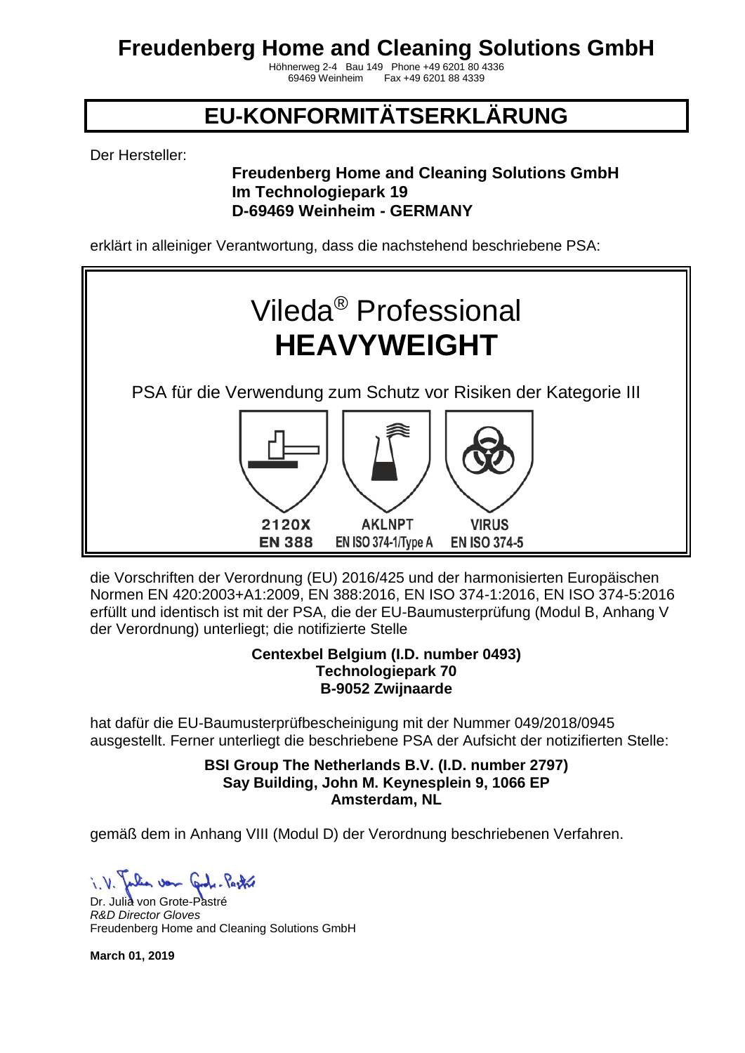# Freudenberg Home and Cleaning Solutions GmbH

Höhnerweg 2-4 Bau 149 Phone +49 6201 80 4336
69469 Weinheim Fax +49 6201 88 4339

## EU-KONFORMITÄTSERKLÄRUNG

Der Hersteller:

**Freudenberg Home and Cleaning Solutions GmbH**
**Im Technologiepark 19**
**D-69469 Weinheim - GERMANY**

erklärt in alleiniger Verantwortung, dass die nachstehend beschriebene PSA:

Vileda® Professional
**HEAVYWEIGHT**

PSA für die Verwendung zum Schutz vor Risiken der Kategorie III

| 2120X | AKLNPT | VIRUS |
|---|---|---|
| EN 388 | EN ISO 374-1/Type A | EN ISO 374-5 |

die Vorschriften der Verordnung (EU) 2016/425 und der harmonisierten Europäischen Normen EN 420:2003+A1:2009, EN 388:2016, EN ISO 374-1:2016, EN ISO 374-5:2016 erfüllt und identisch ist mit der PSA, die der EU-Baumusterprüfung (Modul B, Anhang V der Verordnung) unterliegt; die notifizierte Stelle

**Centexbel Belgium (I.D. number 0493)**
**Technologiepark 70**
**B-9052 Zwijnaarde**

hat dafür die EU-Baumusterprüfbescheinigung mit der Nummer 049/2018/0945 ausgestellt. Ferner unterliegt die beschriebene PSA der Aufsicht der notizifierten Stelle:

**BSI Group The Netherlands B.V. (I.D. number 2797)**
**Say Building, John M. Keynesplein 9, 1066 EP**
**Amsterdam, NL**

gemäß dem in Anhang VIII (Modul D) der Verordnung beschriebenen Verfahren.

i. V. Julia von Grote-Pastré

Dr. Julia von Grote-Pastré
*R&D Director Gloves*
Freudenberg Home and Cleaning Solutions GmbH

**March 01, 2019**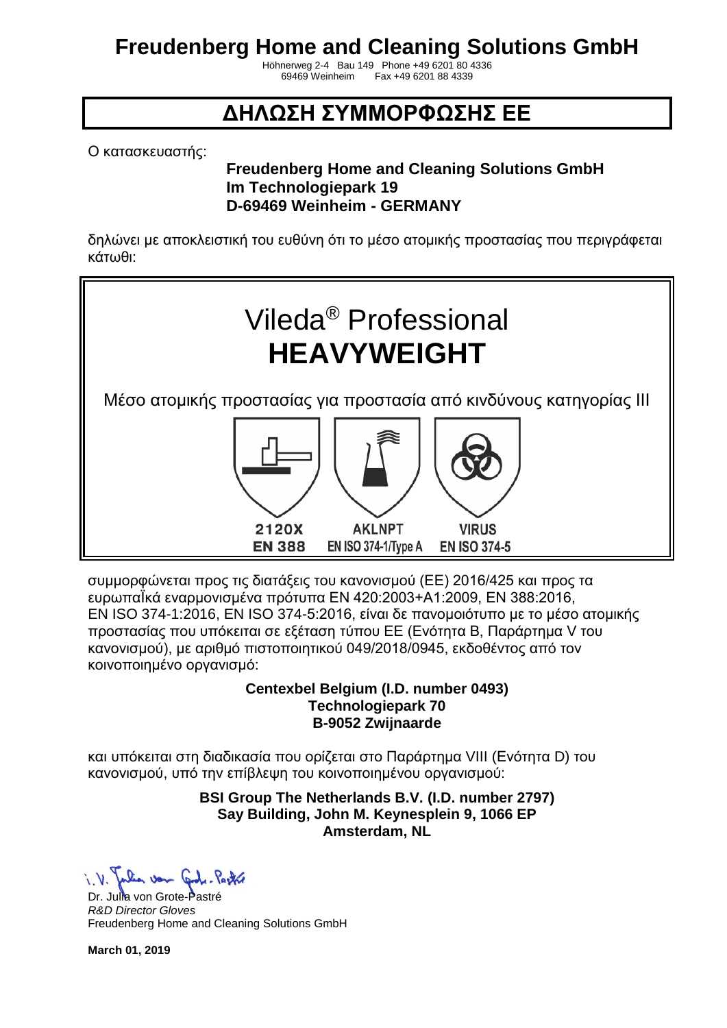# Freudenberg Home and Cleaning Solutions GmbH

Höhnerweg 2-4 Bau 149 Phone +49 6201 80 4336
69469 Weinheim Fax +49 6201 88 4339

## ΔΗΛΩΣΗ ΣΥΜΜΟΡΦΩΣΗΣ ΕΕ

Ο κατασκευαστής:

**Freudenberg Home and Cleaning Solutions GmbH**
**Im Technologiepark 19**
**D-69469 Weinheim - GERMANY**

δηλώνει με αποκλειστική του ευθύνη ότι το μέσο ατομικής προστασίας που περιγράφεται κάτωθι:

Vileda® Professional
**HEAVYWEIGHT**

Μέσο ατομικής προστασίας για προστασία από κινδύνους κατηγορίας III

| 2120X | AKLNPT | VIRUS |
| --- | --- | --- |
| EN 388 | EN ISO 374-1/Type A | EN ISO 374-5 |

συμμορφώνεται προς τις διατάξεις του κανονισμού (ΕΕ) 2016/425 και προς τα ευρωπαϊκά εναρμονισμένα πρότυπα EN 420:2003+A1:2009, EN 388:2016, EN ISO 374-1:2016, EN ISO 374-5:2016, είναι δε πανομοιότυπο με το μέσο ατομικής προστασίας που υπόκειται σε εξέταση τύπου ΕΕ (Ενότητα B, Παράρτημα V του κανονισμού), με αριθμό πιστοποιητικού 049/2018/0945, εκδοθέντος από τον κοινοποιημένο οργανισμό:

**Centexbel Belgium (I.D. number 0493)**
**Technologiepark 70**
**B-9052 Zwijnaarde**

και υπόκειται στη διαδικασία που ορίζεται στο Παράρτημα VIII (Ενότητα D) του κανονισμού, υπό την επίβλεψη του κοινοποιημένου οργανισμού:

**BSI Group The Netherlands B.V. (I.D. number 2797)**
**Say Building, John M. Keynesplein 9, 1066 EP**
**Amsterdam, NL**

i.V. Julia von Grote-Pastré

Dr. Julia von Grote-Pastré
*R&D Director Gloves*
Freudenberg Home and Cleaning Solutions GmbH

**March 01, 2019**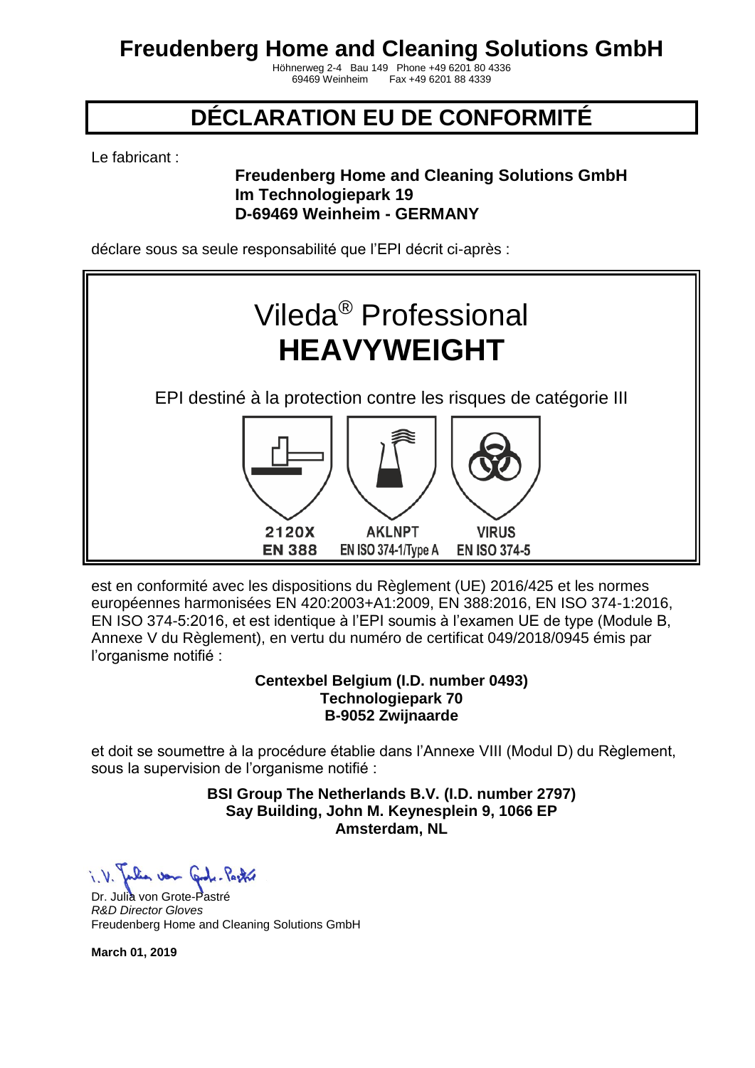# Freudenberg Home and Cleaning Solutions GmbH

Höhnerweg 2-4 Bau 149 Phone +49 6201 80 4336
69469 Weinheim Fax +49 6201 88 4339

## DÉCLARATION EU DE CONFORMITÉ

Le fabricant :

**Freudenberg Home and Cleaning Solutions GmbH**
**Im Technologiepark 19**
**D-69469 Weinheim - GERMANY**

déclare sous sa seule responsabilité que l'EPI décrit ci-après :

Vileda® Professional
**HEAVYWEIGHT**

EPI destiné à la protection contre les risques de catégorie III

| 2120X | AKLNPT | VIRUS |
|---|---|---|
| EN 388 | EN ISO 374-1/Type A | EN ISO 374-5 |

est en conformité avec les dispositions du Règlement (UE) 2016/425 et les normes européennes harmonisées EN 420:2003+A1:2009, EN 388:2016, EN ISO 374-1:2016, EN ISO 374-5:2016, et est identique à l'EPI soumis à l'examen UE de type (Module B, Annexe V du Règlement), en vertu du numéro de certificat 049/2018/0945 émis par l'organisme notifié :

**Centexbel Belgium (I.D. number 0493)**
**Technologiepark 70**
**B-9052 Zwijnaarde**

et doit se soumettre à la procédure établie dans l'Annexe VIII (Modul D) du Règlement, sous la supervision de l'organisme notifié :

**BSI Group The Netherlands B.V. (I.D. number 2797)**
**Say Building, John M. Keynesplein 9, 1066 EP**
**Amsterdam, NL**

i.V. Julia von Grote-Pastré

Dr. Julia von Grote-Pastré
*R&D Director Gloves*
Freudenberg Home and Cleaning Solutions GmbH

**March 01, 2019**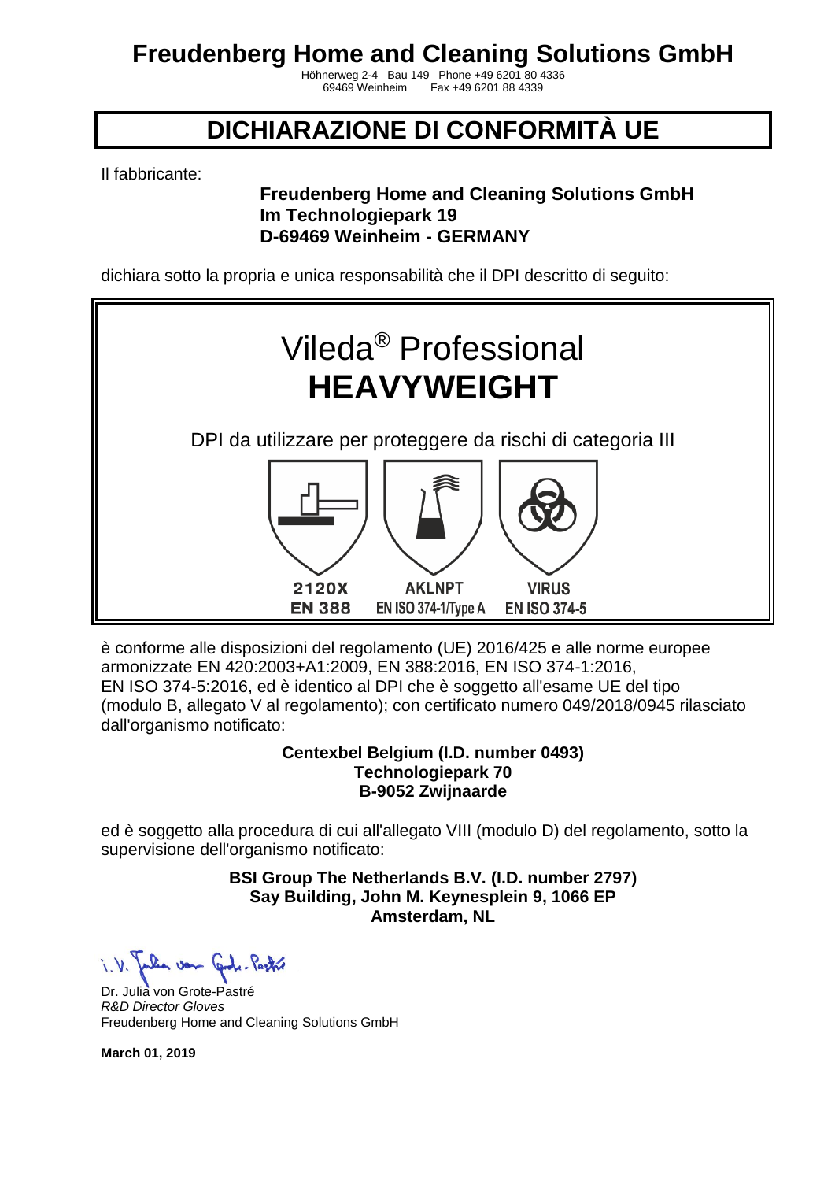# Freudenberg Home and Cleaning Solutions GmbH

Höhnerweg 2-4 Bau 149 Phone +49 6201 80 4336
69469 Weinheim Fax +49 6201 88 4339

## DICHIARAZIONE DI CONFORMITÀ UE

Il fabbricante:

**Freudenberg Home and Cleaning Solutions GmbH**
**Im Technologiepark 19**
**D-69469 Weinheim - GERMANY**

dichiara sotto la propria e unica responsabilità che il DPI descritto di seguito:

Vileda® Professional
**HEAVYWEIGHT**

DPI da utilizzare per proteggere da rischi di categoria III

| 2120X | AKLNPT | VIRUS |
|---|---|---|
| EN 388 | EN ISO 374-1/Type A | EN ISO 374-5 |

è conforme alle disposizioni del regolamento (UE) 2016/425 e alle norme europee armonizzate EN 420:2003+A1:2009, EN 388:2016, EN ISO 374-1:2016, EN ISO 374-5:2016, ed è identico al DPI che è soggetto all'esame UE del tipo (modulo B, allegato V al regolamento); con certificato numero 049/2018/0945 rilasciato dall'organismo notificato:

**Centexbel Belgium (I.D. number 0493)**
**Technologiepark 70**
**B-9052 Zwijnaarde**

ed è soggetto alla procedura di cui all'allegato VIII (modulo D) del regolamento, sotto la supervisione dell'organismo notificato:

**BSI Group The Netherlands B.V. (I.D. number 2797)**
**Say Building, John M. Keynesplein 9, 1066 EP**
**Amsterdam, NL**

i. V. Julia von Grote-Pastré

Dr. Julia von Grote-Pastré
*R&D Director Gloves*
Freudenberg Home and Cleaning Solutions GmbH

**March 01, 2019**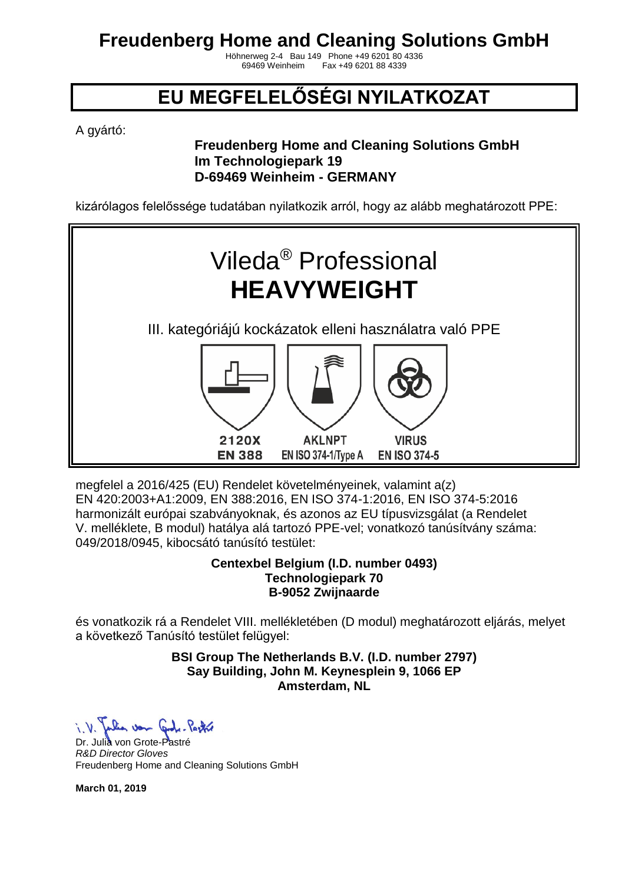# Freudenberg Home and Cleaning Solutions GmbH

Höhnerweg 2-4 Bau 149 Phone +49 6201 80 4336
69469 Weinheim Fax +49 6201 88 4339

## EU MEGFELELŐSÉGI NYILATKOZAT

A gyártó:

**Freudenberg Home and Cleaning Solutions GmbH**
**Im Technologiepark 19**
**D-69469 Weinheim - GERMANY**

kizárólagos felelőssége tudatában nyilatkozik arról, hogy az alább meghatározott PPE:

Vileda® Professional
**HEAVYWEIGHT**

III. kategóriájú kockázatok elleni használatra való PPE

| 2120X | AKLNPT | VIRUS |
|---|---|---|
| EN 388 | EN ISO 374-1/Type A | EN ISO 374-5 |

megfelel a 2016/425 (EU) Rendelet követelményeinek, valamint a(z) EN 420:2003+A1:2009, EN 388:2016, EN ISO 374-1:2016, EN ISO 374-5:2016 harmonizált európai szabványoknak, és azonos az EU típusvizsgálat (a Rendelet V. melléklete, B modul) hatálya alá tartozó PPE-vel; vonatkozó tanúsítvány száma: 049/2018/0945, kibocsátó tanúsító testület:

**Centexbel Belgium (I.D. number 0493)**
**Technologiepark 70**
**B-9052 Zwijnaarde**

és vonatkozik rá a Rendelet VIII. mellékletében (D modul) meghatározott eljárás, melyet a következő Tanúsító testület felügyel:

**BSI Group The Netherlands B.V. (I.D. number 2797)**
**Say Building, John M. Keynesplein 9, 1066 EP**
**Amsterdam, NL**

i. V. Julia von Grote-Pastré

Dr. Julia von Grote-Pastré
*R&D Director Gloves*
Freudenberg Home and Cleaning Solutions GmbH

**March 01, 2019**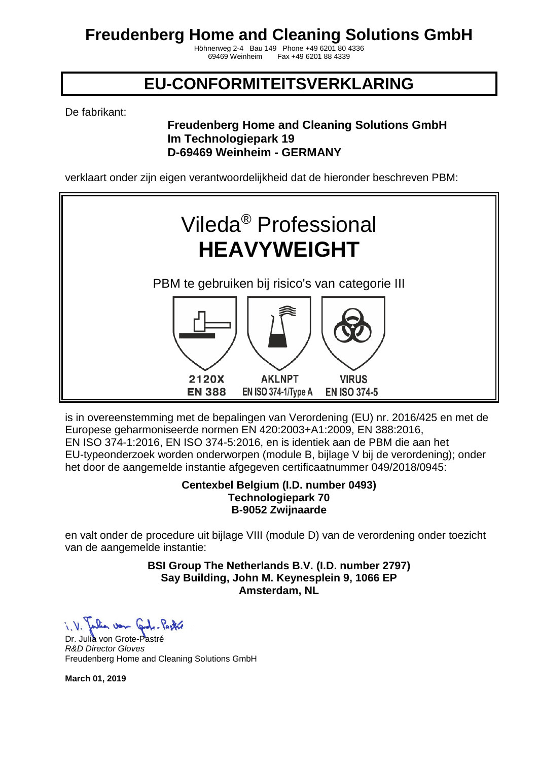# Freudenberg Home and Cleaning Solutions GmbH

Höhnerweg 2-4 Bau 149 Phone +49 6201 80 4336
69469 Weinheim Fax +49 6201 88 4339

## EU-CONFORMITEITSVERKLARING

De fabrikant:

**Freudenberg Home and Cleaning Solutions GmbH**
**Im Technologiepark 19**
**D-69469 Weinheim - GERMANY**

verklaart onder zijn eigen verantwoordelijkheid dat de hieronder beschreven PBM:

Vileda® Professional
**HEAVYWEIGHT**

PBM te gebruiken bij risico's van categorie III

| 2120X | AKLNPT | VIRUS |
|---|---|---|
| EN 388 | EN ISO 374-1/Type A | EN ISO 374-5 |

is in overeenstemming met de bepalingen van Verordening (EU) nr. 2016/425 en met de Europese geharmoniseerde normen EN 420:2003+A1:2009, EN 388:2016, EN ISO 374-1:2016, EN ISO 374-5:2016, en is identiek aan de PBM die aan het EU-typeonderzoek worden onderworpen (module B, bijlage V bij de verordening); onder het door de aangemelde instantie afgegeven certificaatnummer 049/2018/0945:

**Centexbel Belgium (I.D. number 0493)**
**Technologiepark 70**
**B-9052 Zwijnaarde**

en valt onder de procedure uit bijlage VIII (module D) van de verordening onder toezicht van de aangemelde instantie:

**BSI Group The Netherlands B.V. (I.D. number 2797)**
**Say Building, John M. Keynesplein 9, 1066 EP**
**Amsterdam, NL**

i. V. Julia von Grote-Pastré

Dr. Julia von Grote-Pastré
*R&D Director Gloves*
Freudenberg Home and Cleaning Solutions GmbH

**March 01, 2019**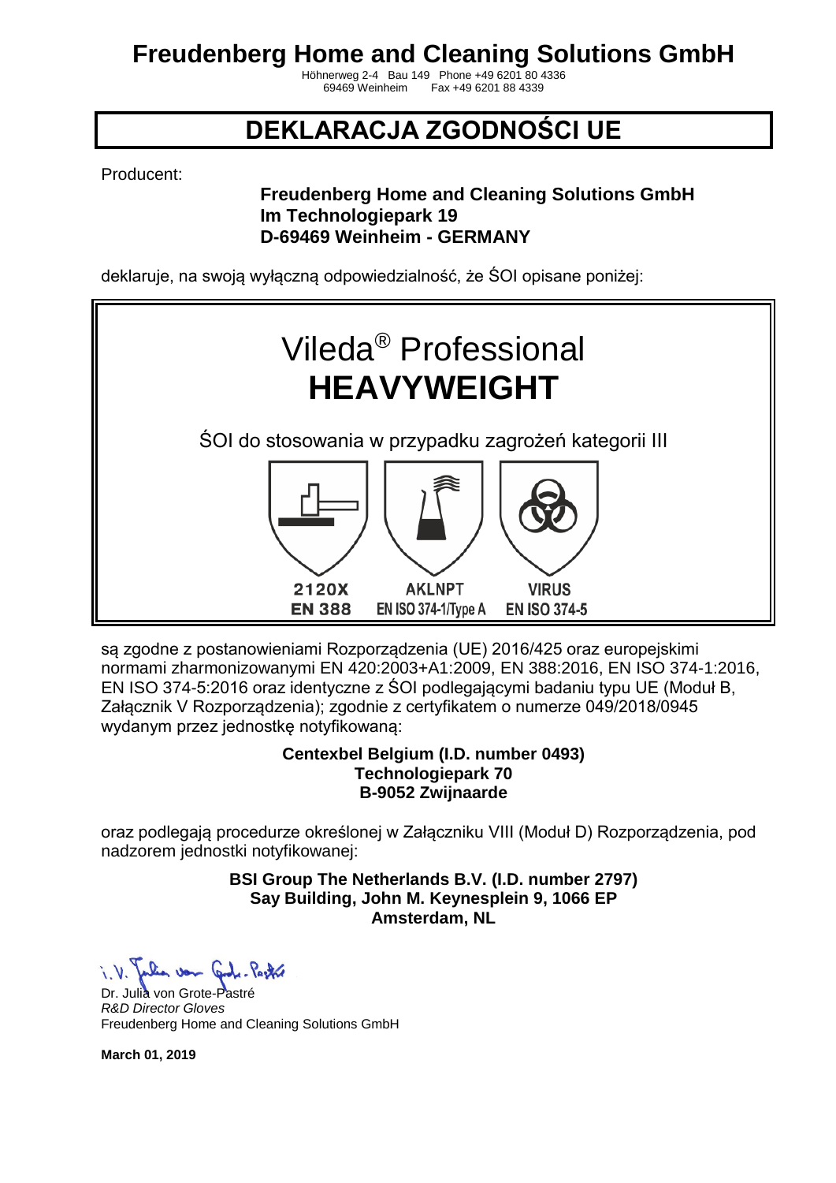# Freudenberg Home and Cleaning Solutions GmbH

Höhnerweg 2-4 Bau 149 Phone +49 6201 80 4336
69469 Weinheim Fax +49 6201 88 4339

## DEKLARACJA ZGODNOŚCI UE

Producent:

**Freudenberg Home and Cleaning Solutions GmbH**
**Im Technologiepark 19**
**D-69469 Weinheim - GERMANY**

deklaruje, na swoją wyłączną odpowiedzialność, że ŚOI opisane poniżej:

Vileda® Professional
**HEAVYWEIGHT**

ŚOI do stosowania w przypadku zagrożeń kategorii III

| 2120X | AKLNPT | VIRUS |
|---|---|---|
| EN 388 | EN ISO 374-1/Type A | EN ISO 374-5 |

są zgodne z postanowieniami Rozporządzenia (UE) 2016/425 oraz europejskimi normami zharmonizowanymi EN 420:2003+A1:2009, EN 388:2016, EN ISO 374-1:2016, EN ISO 374-5:2016 oraz identyczne z ŚOI podlegającymi badaniu typu UE (Moduł B, Załącznik V Rozporządzenia); zgodnie z certyfikatem o numerze 049/2018/0945 wydanym przez jednostkę notyfikowaną:

**Centexbel Belgium (I.D. number 0493)**
**Technologiepark 70**
**B-9052 Zwijnaarde**

oraz podlegają procedurze określonej w Załączniku VIII (Moduł D) Rozporządzenia, pod nadzorem jednostki notyfikowanej:

**BSI Group The Netherlands B.V. (I.D. number 2797)**
**Say Building, John M. Keynesplein 9, 1066 EP**
**Amsterdam, NL**

i. V. Julia von Grote-Pastré

Dr. Julia von Grote-Pastré
*R&D Director Gloves*
Freudenberg Home and Cleaning Solutions GmbH

**March 01, 2019**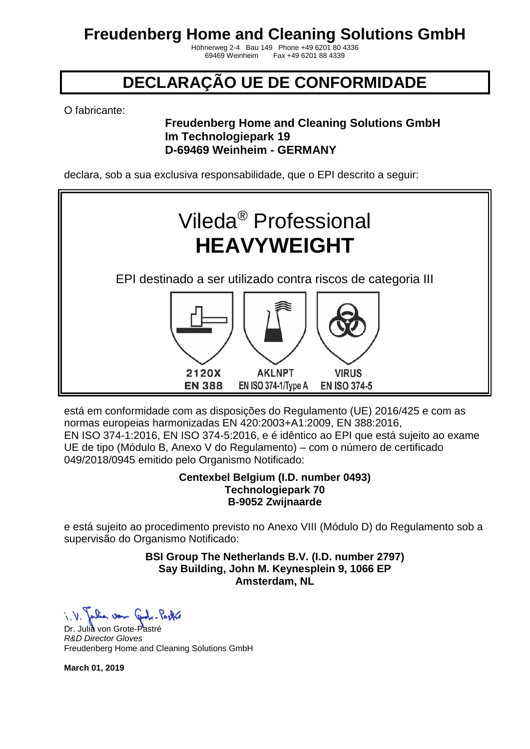# Freudenberg Home and Cleaning Solutions GmbH

Höhnerweg 2-4 Bau 149 Phone +49 6201 80 4336
69469 Weinheim Fax +49 6201 88 4339

## DECLARAÇÃO UE DE CONFORMIDADE

O fabricante:

**Freudenberg Home and Cleaning Solutions GmbH**
**Im Technologiepark 19**
**D-69469 Weinheim - GERMANY**

declara, sob a sua exclusiva responsabilidade, que o EPI descrito a seguir:

Vileda® Professional
**HEAVYWEIGHT**

EPI destinado a ser utilizado contra riscos de categoria III

| 2120X | AKLNPT | VIRUS |
|---|---|---|
| EN 388 | EN ISO 374-1/Type A | EN ISO 374-5 |

está em conformidade com as disposições do Regulamento (UE) 2016/425 e com as normas europeias harmonizadas EN 420:2003+A1:2009, EN 388:2016, EN ISO 374-1:2016, EN ISO 374-5:2016, e é idêntico ao EPI que está sujeito ao exame UE de tipo (Módulo B, Anexo V do Regulamento) – com o número de certificado 049/2018/0945 emitido pelo Organismo Notificado:

**Centexbel Belgium (I.D. number 0493)**
**Technologiepark 70**
**B-9052 Zwijnaarde**

e está sujeito ao procedimento previsto no Anexo VIII (Módulo D) do Regulamento sob a supervisão do Organismo Notificado:

**BSI Group The Netherlands B.V. (I.D. number 2797)**
**Say Building, John M. Keynesplein 9, 1066 EP**
**Amsterdam, NL**

i.V. Julia von Grote-Pastré

Dr. Julia von Grote-Pastré
*R&D Director Gloves*
Freudenberg Home and Cleaning Solutions GmbH

**March 01, 2019**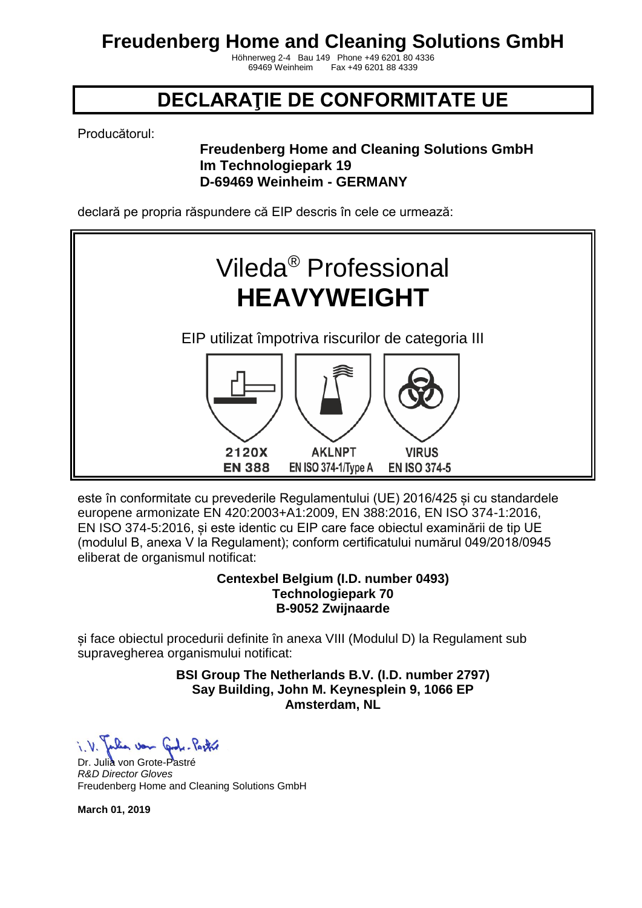# Freudenberg Home and Cleaning Solutions GmbH

Höhnerweg 2-4 Bau 149 Phone +49 6201 80 4336
69469 Weinheim Fax +49 6201 88 4339

## DECLARAŢIE DE CONFORMITATE UE

Producătorul:

**Freudenberg Home and Cleaning Solutions GmbH**
**Im Technologiepark 19**
**D-69469 Weinheim - GERMANY**

declară pe propria răspundere că EIP descris în cele ce urmează:

Vileda® Professional
**HEAVYWEIGHT**

EIP utilizat împotriva riscurilor de categoria III

| 2120X | AKLNPT | VIRUS |
|---|---|---|
| EN 388 | EN ISO 374-1/Type A | EN ISO 374-5 |

este în conformitate cu prevederile Regulamentului (UE) 2016/425 și cu standardele europene armonizate EN 420:2003+A1:2009, EN 388:2016, EN ISO 374-1:2016, EN ISO 374-5:2016, și este identic cu EIP care face obiectul examinării de tip UE (modulul B, anexa V la Regulament); conform certificatului numărul 049/2018/0945 eliberat de organismul notificat:

**Centexbel Belgium (I.D. number 0493)**
**Technologiepark 70**
**B-9052 Zwijnaarde**

și face obiectul procedurii definite în anexa VIII (Modulul D) la Regulament sub supravegherea organismului notificat:

**BSI Group The Netherlands B.V. (I.D. number 2797)**
**Say Building, John M. Keynesplein 9, 1066 EP**
**Amsterdam, NL**

i. V. Julia von Grote-Pastré

Dr. Julia von Grote-Pastré
*R&D Director Gloves*
Freudenberg Home and Cleaning Solutions GmbH

**March 01, 2019**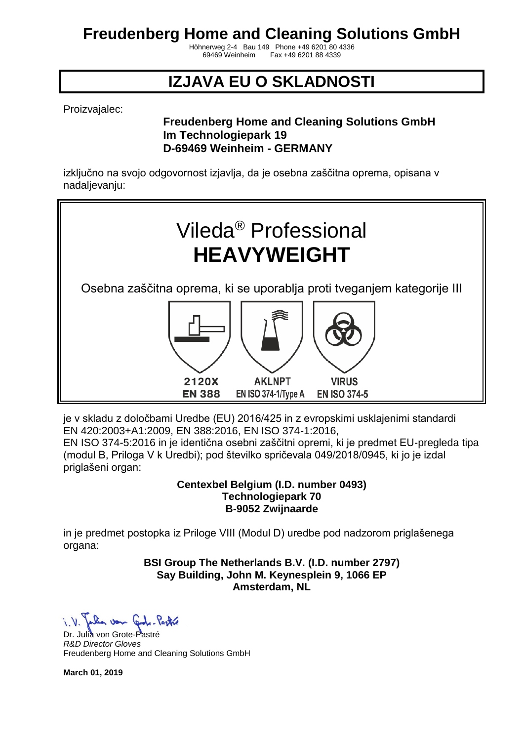# Freudenberg Home and Cleaning Solutions GmbH

Höhnerweg 2-4 Bau 149 Phone +49 6201 80 4336
69469 Weinheim Fax +49 6201 88 4339

## IZJAVA EU O SKLADNOSTI

Proizvajalec:

**Freudenberg Home and Cleaning Solutions GmbH**
**Im Technologiepark 19**
**D-69469 Weinheim - GERMANY**

izključno na svojo odgovornost izjavlja, da je osebna zaščitna oprema, opisana v nadaljevanju:

Vileda® Professional
**HEAVYWEIGHT**

Osebna zaščitna oprema, ki se uporablja proti tveganjem kategorije III

| 2120X | AKLNPT | VIRUS |
|---|---|---|
| EN 388 | EN ISO 374-1/Type A | EN ISO 374-5 |

je v skladu z določbami Uredbe (EU) 2016/425 in z evropskimi usklajenimi standardi EN 420:2003+A1:2009, EN 388:2016, EN ISO 374-1:2016, EN ISO 374-5:2016 in je identična osebni zaščitni opremi, ki je predmet EU-pregleda tipa (modul B, Priloga V k Uredbi); pod številko spričevala 049/2018/0945, ki jo je izdal priglašeni organ:

**Centexbel Belgium (I.D. number 0493)**
**Technologiepark 70**
**B-9052 Zwijnaarde**

in je predmet postopka iz Priloge VIII (Modul D) uredbe pod nadzorom priglašenega organa:

**BSI Group The Netherlands B.V. (I.D. number 2797)**
**Say Building, John M. Keynesplein 9, 1066 EP**
**Amsterdam, NL**

i.V. Julia von Grote-Pastré

Dr. Julia von Grote-Pastré
*R&D Director Gloves*
Freudenberg Home and Cleaning Solutions GmbH

**March 01, 2019**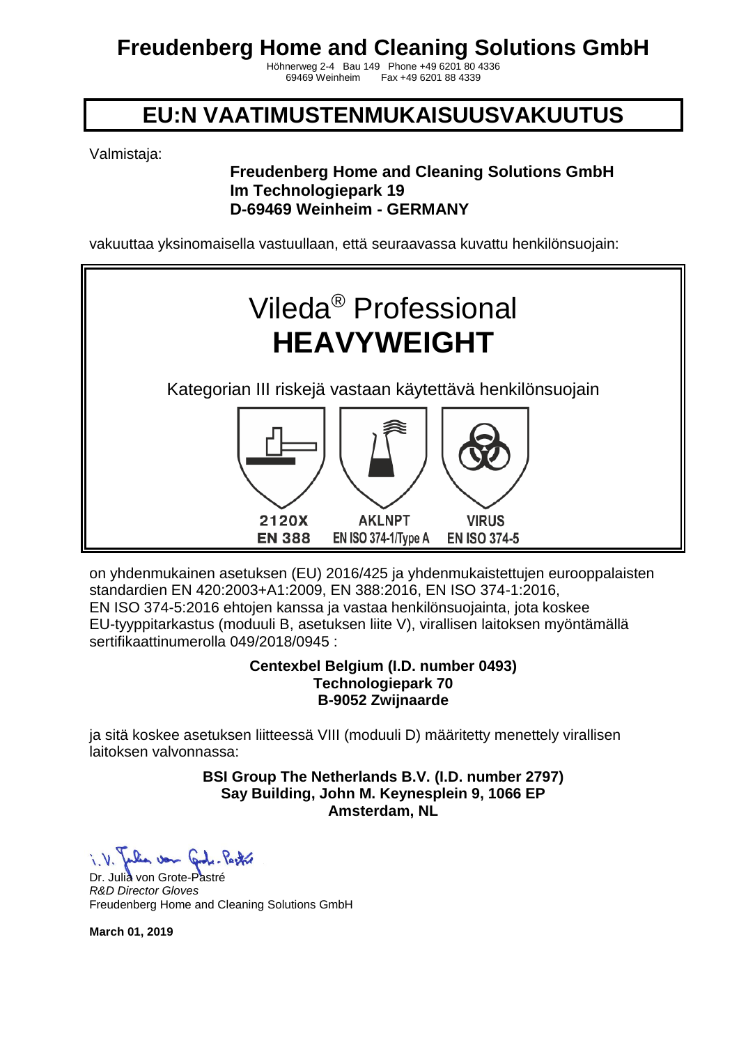# Freudenberg Home and Cleaning Solutions GmbH

Höhnerweg 2-4 Bau 149 Phone +49 6201 80 4336
69469 Weinheim Fax +49 6201 88 4339

## EU:N VAATIMUSTENMUKAISUUSVAKUUTUS

Valmistaja:

**Freudenberg Home and Cleaning Solutions GmbH**
**Im Technologiepark 19**
**D-69469 Weinheim - GERMANY**

vakuuttaa yksinomaisella vastuullaan, että seuraavassa kuvattu henkilönsuojain:

Vileda® Professional
**HEAVYWEIGHT**

Kategorian III riskejä vastaan käytettävä henkilönsuojain

| 2120X | AKLNPT | VIRUS |
|---|---|---|
| EN 388 | EN ISO 374-1/Type A | EN ISO 374-5 |

on yhdenmukainen asetuksen (EU) 2016/425 ja yhdenmukaistettujen eurooppalaisten standardien EN 420:2003+A1:2009, EN 388:2016, EN ISO 374-1:2016, EN ISO 374-5:2016 ehtojen kanssa ja vastaa henkilönsuojainta, jota koskee EU-tyyppitarkastus (moduuli B, asetuksen liite V), virallisen laitoksen myöntämällä sertifikaattinumerolla 049/2018/0945 :

**Centexbel Belgium (I.D. number 0493)**
**Technologiepark 70**
**B-9052 Zwijnaarde**

ja sitä koskee asetuksen liitteessä VIII (moduuli D) määritetty menettely virallisen laitoksen valvonnassa:

**BSI Group The Netherlands B.V. (I.D. number 2797)**
**Say Building, John M. Keynesplein 9, 1066 EP**
**Amsterdam, NL**

i. V. Julia von Grote-Pastré

Dr. Julia von Grote-Pastré
*R&D Director Gloves*
Freudenberg Home and Cleaning Solutions GmbH

**March 01, 2019**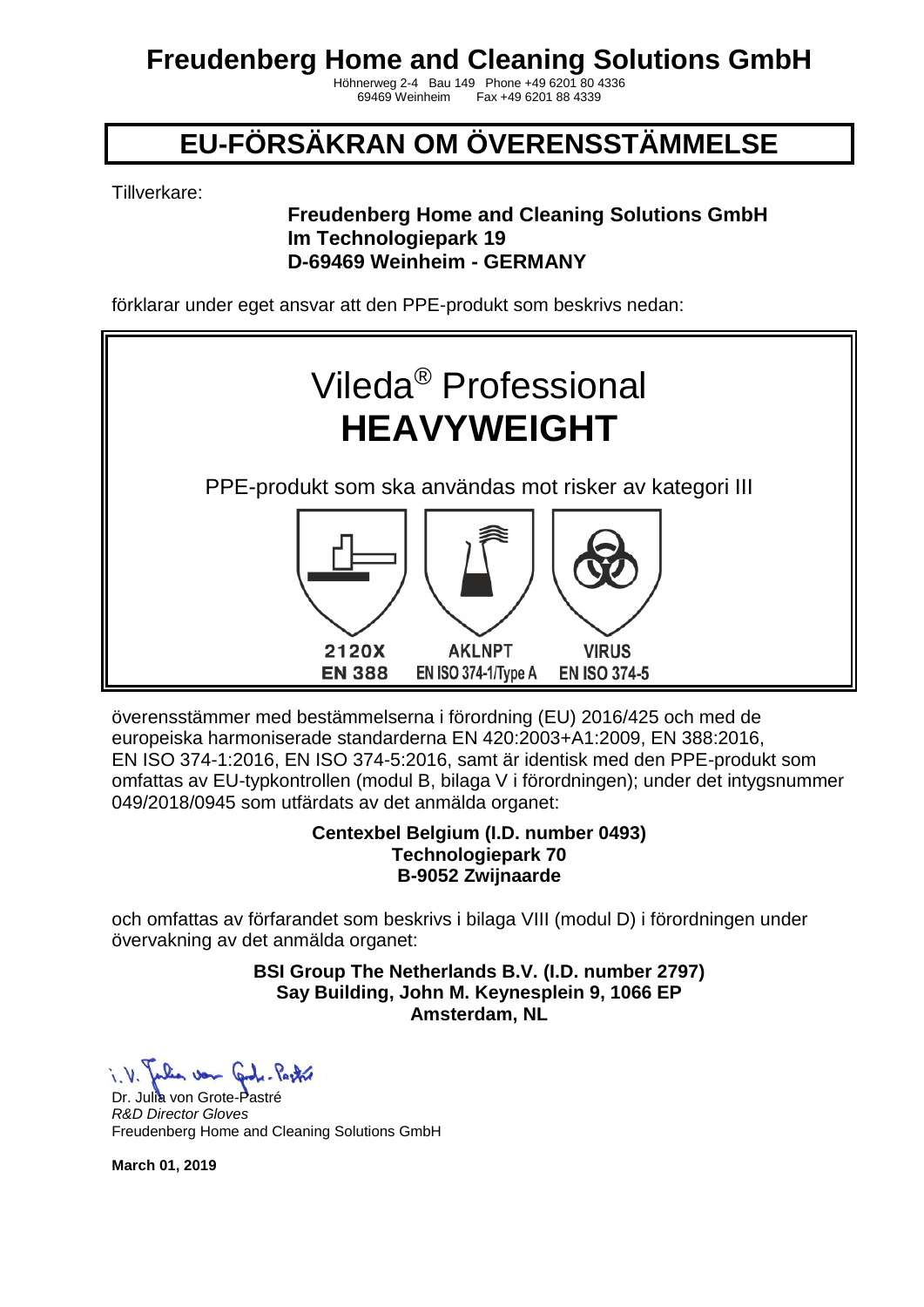# Freudenberg Home and Cleaning Solutions GmbH

Höhnerweg 2-4 Bau 149 Phone +49 6201 80 4336
69469 Weinheim Fax +49 6201 88 4339

# EU-FÖRSÄKRAN OM ÖVERENSSTÄMMELSE

Tillverkare:

**Freudenberg Home and Cleaning Solutions GmbH**
**Im Technologiepark 19**
**D-69469 Weinheim - GERMANY**

förklarar under eget ansvar att den PPE-produkt som beskrivs nedan:

Vileda® Professional
**HEAVYWEIGHT**

PPE-produkt som ska användas mot risker av kategori III

| 2120X | AKLNPT | VIRUS |
|---|---|---|
| EN 388 | EN ISO 374-1/Type A | EN ISO 374-5 |

överensstämmer med bestämmelserna i förordning (EU) 2016/425 och med de europeiska harmoniserade standarderna EN 420:2003+A1:2009, EN 388:2016, EN ISO 374-1:2016, EN ISO 374-5:2016, samt är identisk med den PPE-produkt som omfattas av EU-typkontrollen (modul B, bilaga V i förordningen); under det intygsnummer 049/2018/0945 som utfärdats av det anmälda organet:

**Centexbel Belgium (I.D. number 0493)**
**Technologiepark 70**
**B-9052 Zwijnaarde**

och omfattas av förfarandet som beskrivs i bilaga VIII (modul D) i förordningen under övervakning av det anmälda organet:

**BSI Group The Netherlands B.V. (I.D. number 2797)**
**Say Building, John M. Keynesplein 9, 1066 EP**
**Amsterdam, NL**

i.V. Julia von Grote-Pastré

Dr. Julia von Grote-Pastré
*R&D Director Gloves*
Freudenberg Home and Cleaning Solutions GmbH

**March 01, 2019**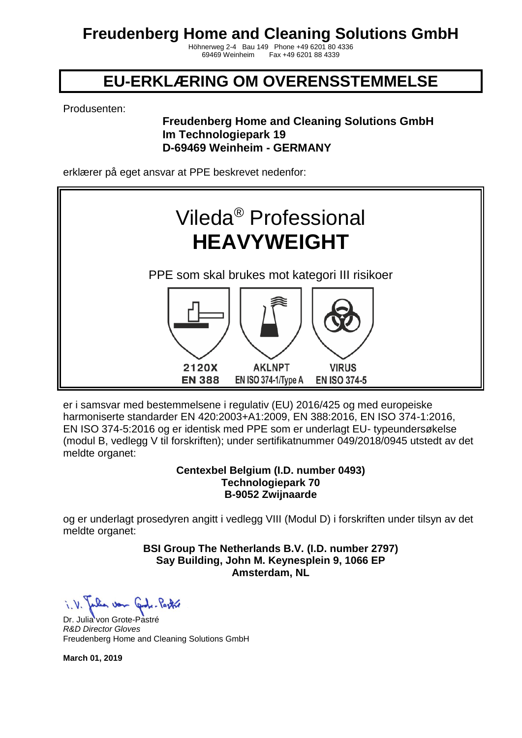# Freudenberg Home and Cleaning Solutions GmbH

Höhnerweg 2-4 Bau 149 Phone +49 6201 80 4336
69469 Weinheim Fax +49 6201 88 4339

## EU-ERKLÆRING OM OVERENSSTEMMELSE

Produsenten:

**Freudenberg Home and Cleaning Solutions GmbH**
**Im Technologiepark 19**
**D-69469 Weinheim - GERMANY**

erklærer på eget ansvar at PPE beskrevet nedenfor:

Vileda® Professional
**HEAVYWEIGHT**

PPE som skal brukes mot kategori III risikoer

| 2120X | AKLNPT | VIRUS |
|---|---|---|
| EN 388 | EN ISO 374-1/Type A | EN ISO 374-5 |

er i samsvar med bestemmelsene i regulativ (EU) 2016/425 og med europeiske harmoniserte standarder EN 420:2003+A1:2009, EN 388:2016, EN ISO 374-1:2016, EN ISO 374-5:2016 og er identisk med PPE som er underlagt EU- typeundersøkelse (modul B, vedlegg V til forskriften); under sertifikatnummer 049/2018/0945 utstedt av det meldte organet:

**Centexbel Belgium (I.D. number 0493)**
**Technologiepark 70**
**B-9052 Zwijnaarde**

og er underlagt prosedyren angitt i vedlegg VIII (Modul D) i forskriften under tilsyn av det meldte organet:

**BSI Group The Netherlands B.V. (I.D. number 2797)**
**Say Building, John M. Keynesplein 9, 1066 EP**
**Amsterdam, NL**

i.V. Julia von Grote-Pastré

Dr. Julia von Grote-Pastré
*R&D Director Gloves*
Freudenberg Home and Cleaning Solutions GmbH

**March 01, 2019**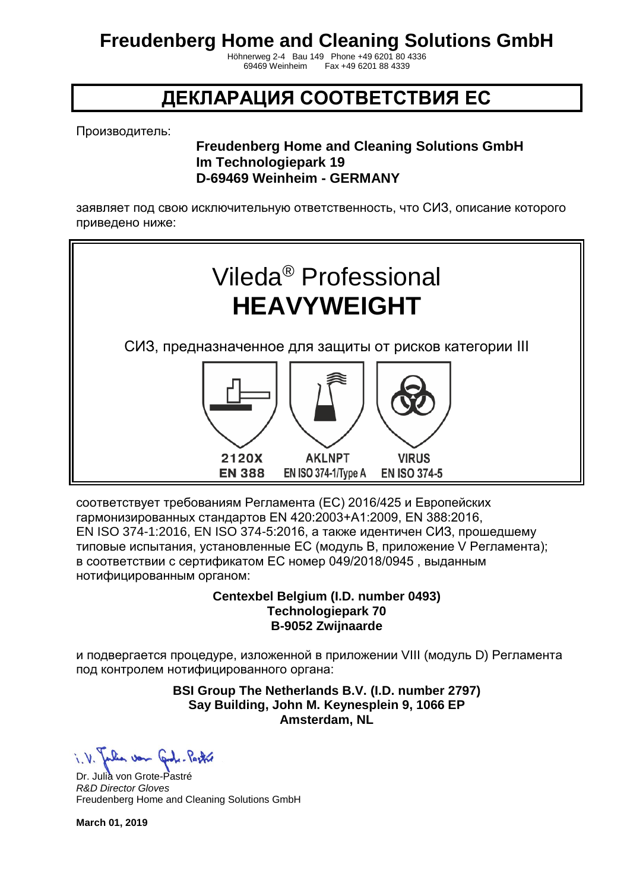# Freudenberg Home and Cleaning Solutions GmbH

Höhnerweg 2-4 Bau 149 Phone +49 6201 80 4336
69469 Weinheim Fax +49 6201 88 4339

## ДЕКЛАРАЦИЯ СООТВЕТСТВИЯ ЕС

Производитель:

**Freudenberg Home and Cleaning Solutions GmbH**
**Im Technologiepark 19**
**D-69469 Weinheim - GERMANY**

заявляет под свою исключительную ответственность, что СИЗ, описание которого приведено ниже:

Vileda® Professional
**HEAVYWEIGHT**

СИЗ, предназначенное для защиты от рисков категории III

| 2120X | AKLNPT | VIRUS |
|---|---|---|
| EN 388 | EN ISO 374-1/Type A | EN ISO 374-5 |

соответствует требованиям Регламента (ЕС) 2016/425 и Европейских гармонизированных стандартов EN 420:2003+A1:2009, EN 388:2016, EN ISO 374-1:2016, EN ISO 374-5:2016, а также идентичен СИЗ, прошедшему типовые испытания, установленные ЕС (модуль B, приложение V Регламента); в соответствии с сертификатом ЕС номер 049/2018/0945 , выданным нотифицированным органом:

**Centexbel Belgium (I.D. number 0493)**
**Technologiepark 70**
**B-9052 Zwijnaarde**

и подвергается процедуре, изложенной в приложении VIII (модуль D) Регламента под контролем нотифицированного органа:

**BSI Group The Netherlands B.V. (I.D. number 2797)**
**Say Building, John M. Keynesplein 9, 1066 EP**
**Amsterdam, NL**

i.V. Julia von Grote-Pastré

Dr. Julia von Grote-Pastré
*R&D Director Gloves*
Freudenberg Home and Cleaning Solutions GmbH

**March 01, 2019**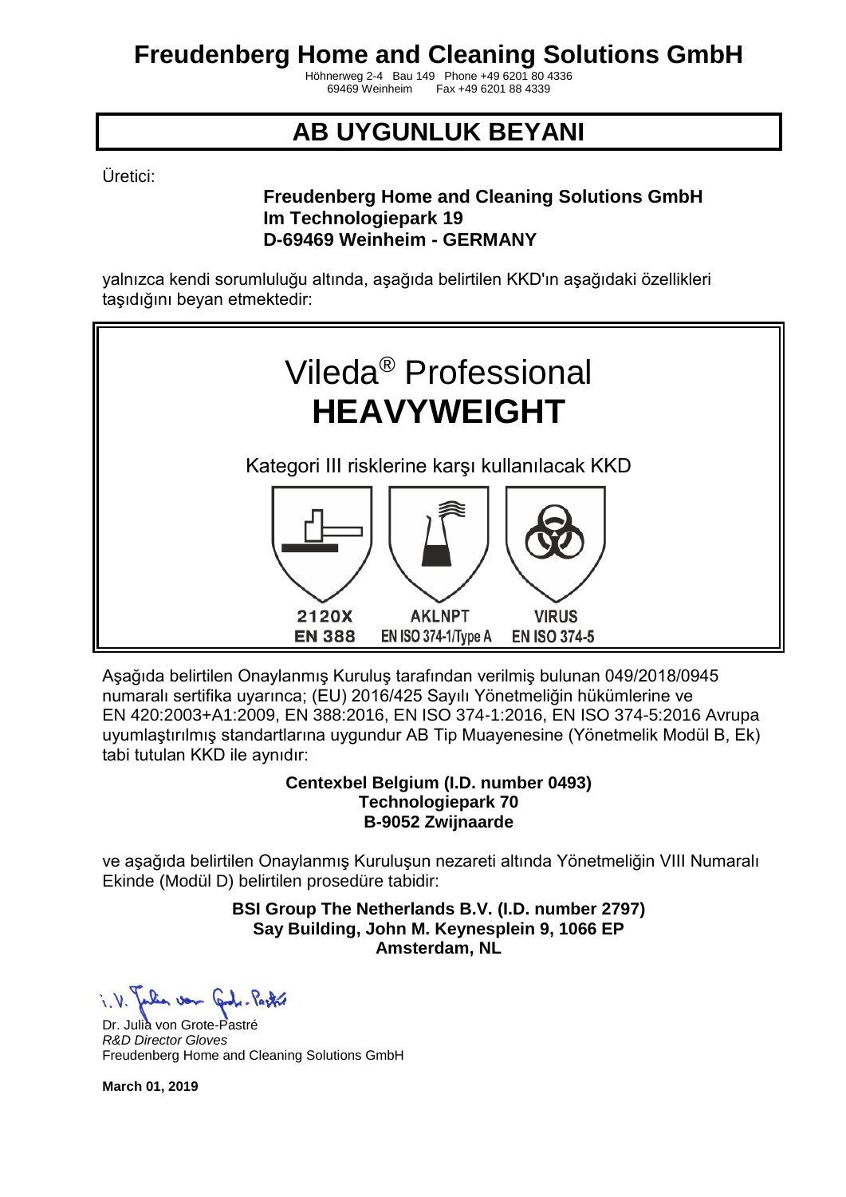# Freudenberg Home and Cleaning Solutions GmbH

Höhnerweg 2-4 Bau 149 Phone +49 6201 80 4336
69469 Weinheim Fax +49 6201 88 4339

## AB UYGUNLUK BEYANI

Üretici:

**Freudenberg Home and Cleaning Solutions GmbH**
**Im Technologiepark 19**
**D-69469 Weinheim - GERMANY**

yalnızca kendi sorumluluğu altında, aşağıda belirtilen KKD'ın aşağıdaki özellikleri taşıdığını beyan etmektedir:

Vileda® Professional
**HEAVYWEIGHT**

Kategori III risklerine karşı kullanılacak KKD

2120X
**EN 388**

AKLNPT
EN ISO 374-1/Type A

VIRUS
EN ISO 374-5

Aşağıda belirtilen Onaylanmış Kuruluş tarafından verilmiş bulunan 049/2018/0945 numaralı sertifika uyarınca; (EU) 2016/425 Sayılı Yönetmeliğin hükümlerine ve EN 420:2003+A1:2009, EN 388:2016, EN ISO 374-1:2016, EN ISO 374-5:2016 Avrupa uyumlaştırılmış standartlarına uygundur AB Tip Muayenesine (Yönetmelik Modül B, Ek) tabi tutulan KKD ile aynıdır:

**Centexbel Belgium (I.D. number 0493)**
**Technologiepark 70**
**B-9052 Zwijnaarde**

ve aşağıda belirtilen Onaylanmış Kuruluşun nezareti altında Yönetmeliğin VIII Numaralı Ekinde (Modül D) belirtilen prosedüre tabidir:

**BSI Group The Netherlands B.V. (I.D. number 2797)**
**Say Building, John M. Keynesplein 9, 1066 EP**
**Amsterdam, NL**

i. V. Julia von Grote-Pastré

Dr. Julia von Grote-Pastré
*R&D Director Gloves*
Freudenberg Home and Cleaning Solutions GmbH

**March 01, 2019**